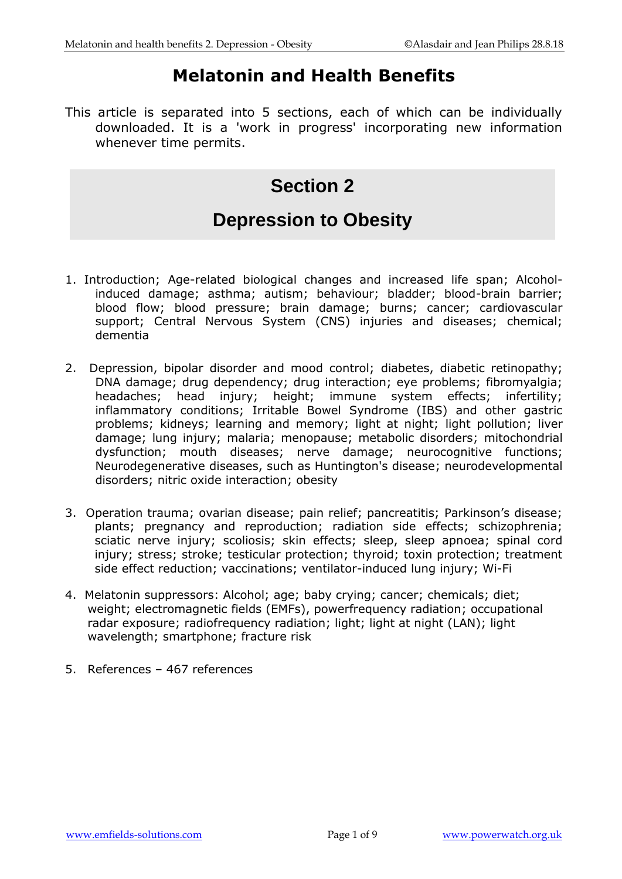# Melatonin and Health Benefits

This article is separated into 5 sections, each of which can be individually downloaded. It is a 'work in progress' incorporating new information whenever time permits.

## Section 2

## Depression to Obesity

1. Introduction; Age-related biological changes and increased life span; Alcohol-induced damage; asthma; autism; behaviour; bladder; blood-brain barrier; blood flow; blood pressure; brain damage; burns; cancer; cardiovascular support; Central Nervous System (CNS) injuries and diseases; chemical; dementia

2. Depression, bipolar disorder and mood control; diabetes, diabetic retinopathy; DNA damage; drug dependency; drug interaction; eye problems; fibromyalgia; headaches; head injury; height; immune system effects; infertility; inflammatory conditions; Irritable Bowel Syndrome (IBS) and other gastric problems; kidneys; learning and memory; light at night; light pollution; liver damage; lung injury; malaria; menopause; metabolic disorders; mitochondrial dysfunction; mouth diseases; nerve damage; neurocognitive functions; Neurodegenerative diseases, such as Huntington's disease; neurodevelopmental disorders; nitric oxide interaction; obesity

3. Operation trauma; ovarian disease; pain relief; pancreatitis; Parkinson's disease; plants; pregnancy and reproduction; radiation side effects; schizophrenia; sciatic nerve injury; scoliosis; skin effects; sleep, sleep apnoea; spinal cord injury; stress; stroke; testicular protection; thyroid; toxin protection; treatment side effect reduction; vaccinations; ventilator-induced lung injury; Wi-Fi

4. Melatonin suppressors: Alcohol; age; baby crying; cancer; chemicals; diet; weight; electromagnetic fields (EMFs), powerfrequency radiation; occupational radar exposure; radiofrequency radiation; light; light at night (LAN); light wavelength; smartphone; fracture risk

5. References – 467 references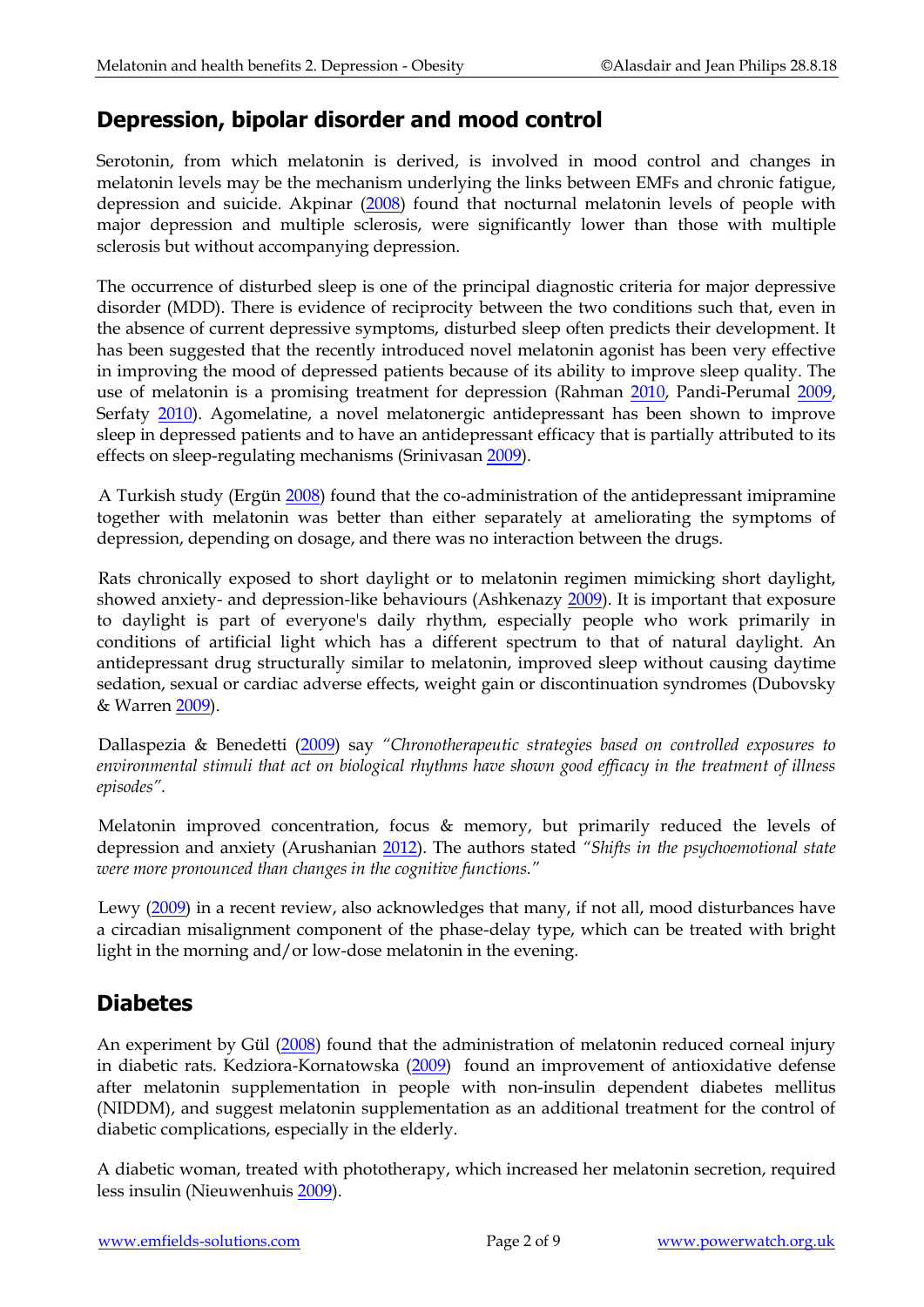## Depression, bipolar disorder and mood control

Serotonin, from which melatonin is derived, is involved in mood control and changes in melatonin levels may be the mechanism underlying the links between EMFs and chronic fatigue, depression and suicide. Akpinar (2008) found that nocturnal melatonin levels of people with major depression and multiple sclerosis, were significantly lower than those with multiple sclerosis but without accompanying depression.

The occurrence of disturbed sleep is one of the principal diagnostic criteria for major depressive disorder (MDD). There is evidence of reciprocity between the two conditions such that, even in the absence of current depressive symptoms, disturbed sleep often predicts their development. It has been suggested that the recently introduced novel melatonin agonist has been very effective in improving the mood of depressed patients because of its ability to improve sleep quality. The use of melatonin is a promising treatment for depression (Rahman 2010, Pandi-Perumal 2009, Serfaty 2010). Agomelatine, a novel melatonergic antidepressant has been shown to improve sleep in depressed patients and to have an antidepressant efficacy that is partially attributed to its effects on sleep-regulating mechanisms (Srinivasan 2009).

A Turkish study (Ergün 2008) found that the co-administration of the antidepressant imipramine together with melatonin was better than either separately at ameliorating the symptoms of depression, depending on dosage, and there was no interaction between the drugs.

Rats chronically exposed to short daylight or to melatonin regimen mimicking short daylight, showed anxiety- and depression-like behaviours (Ashkenazy 2009). It is important that exposure to daylight is part of everyone's daily rhythm, especially people who work primarily in conditions of artificial light which has a different spectrum to that of natural daylight. An antidepressant drug structurally similar to melatonin, improved sleep without causing daytime sedation, sexual or cardiac adverse effects, weight gain or discontinuation syndromes (Dubovsky & Warren 2009).

Dallaspezia & Benedetti (2009) say *"Chronotherapeutic strategies based on controlled exposures to environmental stimuli that act on biological rhythms have shown good efficacy in the treatment of illness episodes"*.

Melatonin improved concentration, focus & memory, but primarily reduced the levels of depression and anxiety (Arushanian 2012). The authors stated *"Shifts in the psychoemotional state were more pronounced than changes in the cognitive functions."*

Lewy (2009) in a recent review, also acknowledges that many, if not all, mood disturbances have a circadian misalignment component of the phase-delay type, which can be treated with bright light in the morning and/or low-dose melatonin in the evening.

## Diabetes

An experiment by Gül (2008) found that the administration of melatonin reduced corneal injury in diabetic rats. Kedziora-Kornatowska (2009) found an improvement of antioxidative defense after melatonin supplementation in people with non-insulin dependent diabetes mellitus (NIDDM), and suggest melatonin supplementation as an additional treatment for the control of diabetic complications, especially in the elderly.

A diabetic woman, treated with phototherapy, which increased her melatonin secretion, required less insulin (Nieuwenhuis 2009).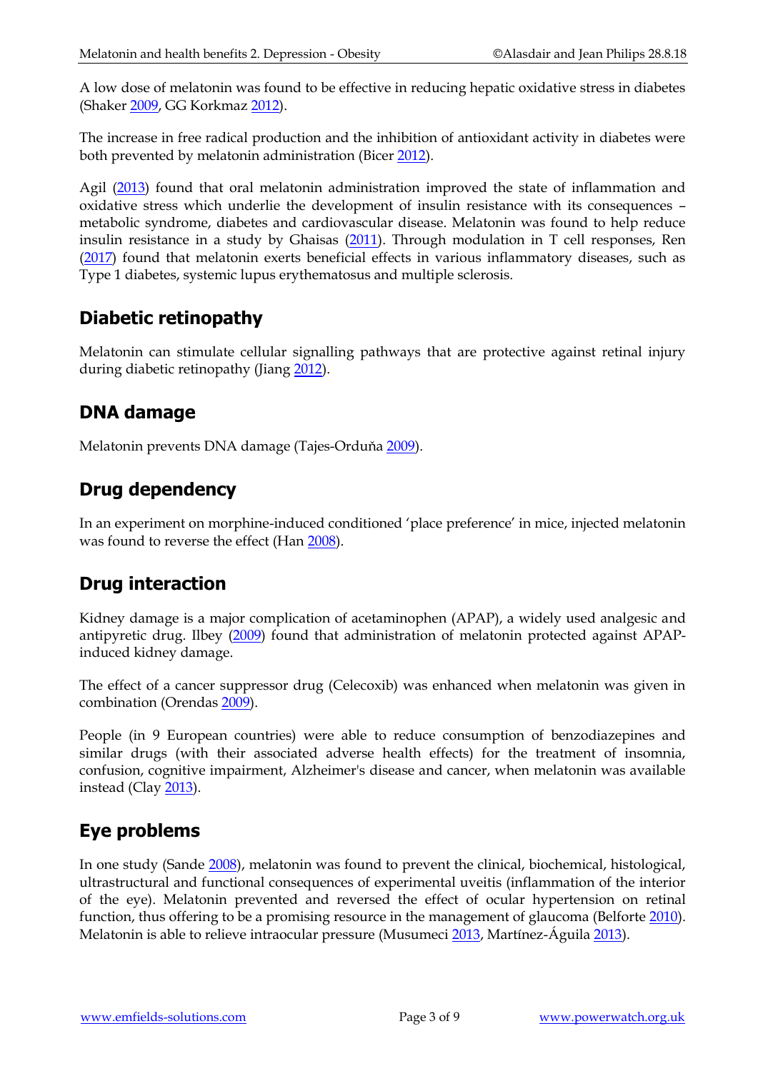A low dose of melatonin was found to be effective in reducing hepatic oxidative stress in diabetes (Shaker 2009, GG Korkmaz 2012).

The increase in free radical production and the inhibition of antioxidant activity in diabetes were both prevented by melatonin administration (Bicer 2012).

Agil (2013) found that oral melatonin administration improved the state of inflammation and oxidative stress which underlie the development of insulin resistance with its consequences – metabolic syndrome, diabetes and cardiovascular disease. Melatonin was found to help reduce insulin resistance in a study by Ghaisas (2011). Through modulation in T cell responses, Ren (2017) found that melatonin exerts beneficial effects in various inflammatory diseases, such as Type 1 diabetes, systemic lupus erythematosus and multiple sclerosis.

## Diabetic retinopathy

Melatonin can stimulate cellular signalling pathways that are protective against retinal injury during diabetic retinopathy (Jiang 2012).

## DNA damage

Melatonin prevents DNA damage (Tajes-Orduňa 2009).

## Drug dependency

In an experiment on morphine-induced conditioned 'place preference' in mice, injected melatonin was found to reverse the effect (Han 2008).

## Drug interaction

Kidney damage is a major complication of acetaminophen (APAP), a widely used analgesic and antipyretic drug. Ilbey (2009) found that administration of melatonin protected against APAP-induced kidney damage.

The effect of a cancer suppressor drug (Celecoxib) was enhanced when melatonin was given in combination (Orendas 2009).

People (in 9 European countries) were able to reduce consumption of benzodiazepines and similar drugs (with their associated adverse health effects) for the treatment of insomnia, confusion, cognitive impairment, Alzheimer's disease and cancer, when melatonin was available instead (Clay 2013).

## Eye problems

In one study (Sande 2008), melatonin was found to prevent the clinical, biochemical, histological, ultrastructural and functional consequences of experimental uveitis (inflammation of the interior of the eye). Melatonin prevented and reversed the effect of ocular hypertension on retinal function, thus offering to be a promising resource in the management of glaucoma (Belforte 2010). Melatonin is able to relieve intraocular pressure (Musumeci 2013, Martínez-Águila 2013).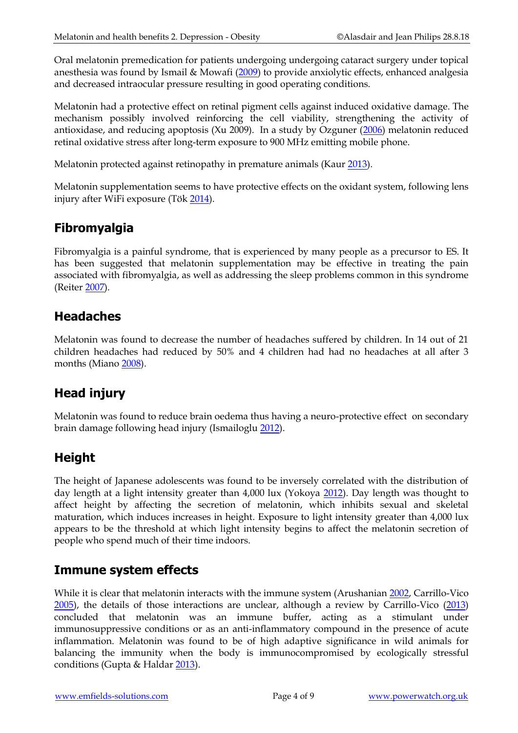Oral melatonin premedication for patients undergoing undergoing cataract surgery under topical anesthesia was found by Ismail & Mowafi (2009) to provide anxiolytic effects, enhanced analgesia and decreased intraocular pressure resulting in good operating conditions.

Melatonin had a protective effect on retinal pigment cells against induced oxidative damage. The mechanism possibly involved reinforcing the cell viability, strengthening the activity of antioxidase, and reducing apoptosis (Xu 2009). In a study by Ozguner (2006) melatonin reduced retinal oxidative stress after long-term exposure to 900 MHz emitting mobile phone.

Melatonin protected against retinopathy in premature animals (Kaur 2013).

Melatonin supplementation seems to have protective effects on the oxidant system, following lens injury after WiFi exposure (Tök 2014).

## Fibromyalgia

Fibromyalgia is a painful syndrome, that is experienced by many people as a precursor to ES. It has been suggested that melatonin supplementation may be effective in treating the pain associated with fibromyalgia, as well as addressing the sleep problems common in this syndrome (Reiter 2007).

## Headaches

Melatonin was found to decrease the number of headaches suffered by children. In 14 out of 21 children headaches had reduced by 50% and 4 children had had no headaches at all after 3 months (Miano 2008).

## Head injury

Melatonin was found to reduce brain oedema thus having a neuro-protective effect on secondary brain damage following head injury (Ismailoglu 2012).

## Height

The height of Japanese adolescents was found to be inversely correlated with the distribution of day length at a light intensity greater than 4,000 lux (Yokoya 2012). Day length was thought to affect height by affecting the secretion of melatonin, which inhibits sexual and skeletal maturation, which induces increases in height. Exposure to light intensity greater than 4,000 lux appears to be the threshold at which light intensity begins to affect the melatonin secretion of people who spend much of their time indoors.

## Immune system effects

While it is clear that melatonin interacts with the immune system (Arushanian 2002, Carrillo-Vico 2005), the details of those interactions are unclear, although a review by Carrillo-Vico (2013) concluded that melatonin was an immune buffer, acting as a stimulant under immunosuppressive conditions or as an anti-inflammatory compound in the presence of acute inflammation. Melatonin was found to be of high adaptive significance in wild animals for balancing the immunity when the body is immunocompromised by ecologically stressful conditions (Gupta & Haldar 2013).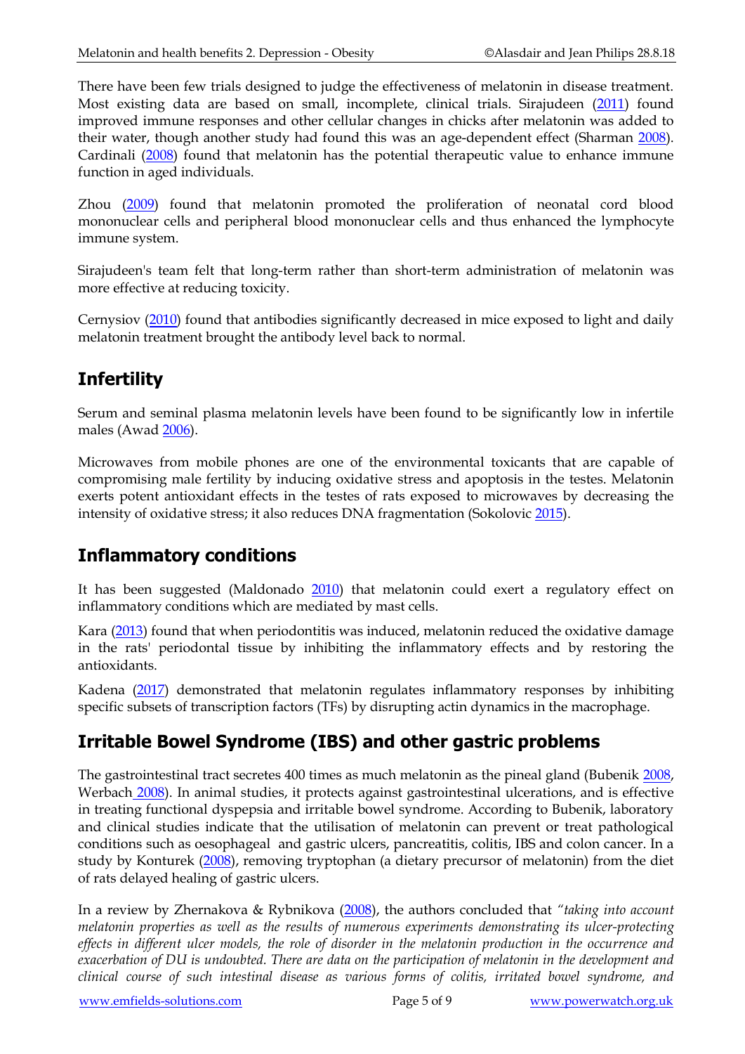There have been few trials designed to judge the effectiveness of melatonin in disease treatment. Most existing data are based on small, incomplete, clinical trials. Sirajudeen (2011) found improved immune responses and other cellular changes in chicks after melatonin was added to their water, though another study had found this was an age-dependent effect (Sharman 2008). Cardinali (2008) found that melatonin has the potential therapeutic value to enhance immune function in aged individuals.

Zhou (2009) found that melatonin promoted the proliferation of neonatal cord blood mononuclear cells and peripheral blood mononuclear cells and thus enhanced the lymphocyte immune system.

Sirajudeen's team felt that long-term rather than short-term administration of melatonin was more effective at reducing toxicity.

Cernysiov (2010) found that antibodies significantly decreased in mice exposed to light and daily melatonin treatment brought the antibody level back to normal.

## Infertility

Serum and seminal plasma melatonin levels have been found to be significantly low in infertile males (Awad 2006).

Microwaves from mobile phones are one of the environmental toxicants that are capable of compromising male fertility by inducing oxidative stress and apoptosis in the testes. Melatonin exerts potent antioxidant effects in the testes of rats exposed to microwaves by decreasing the intensity of oxidative stress; it also reduces DNA fragmentation (Sokolovic 2015).

## Inflammatory conditions

It has been suggested (Maldonado 2010) that melatonin could exert a regulatory effect on inflammatory conditions which are mediated by mast cells.

Kara (2013) found that when periodontitis was induced, melatonin reduced the oxidative damage in the rats' periodontal tissue by inhibiting the inflammatory effects and by restoring the antioxidants.

Kadena (2017) demonstrated that melatonin regulates inflammatory responses by inhibiting specific subsets of transcription factors (TFs) by disrupting actin dynamics in the macrophage.

## Irritable Bowel Syndrome (IBS) and other gastric problems

The gastrointestinal tract secretes 400 times as much melatonin as the pineal gland (Bubenik 2008, Werbach 2008). In animal studies, it protects against gastrointestinal ulcerations, and is effective in treating functional dyspepsia and irritable bowel syndrome. According to Bubenik, laboratory and clinical studies indicate that the utilisation of melatonin can prevent or treat pathological conditions such as oesophageal and gastric ulcers, pancreatitis, colitis, IBS and colon cancer. In a study by Konturek (2008), removing tryptophan (a dietary precursor of melatonin) from the diet of rats delayed healing of gastric ulcers.

In a review by Zhernakova & Rybnikova (2008), the authors concluded that *"taking into account melatonin properties as well as the results of numerous experiments demonstrating its ulcer-protecting effects in different ulcer models, the role of disorder in the melatonin production in the occurrence and exacerbation of DU is undoubted. There are data on the participation of melatonin in the development and clinical course of such intestinal disease as various forms of colitis, irritated bowel syndrome, and*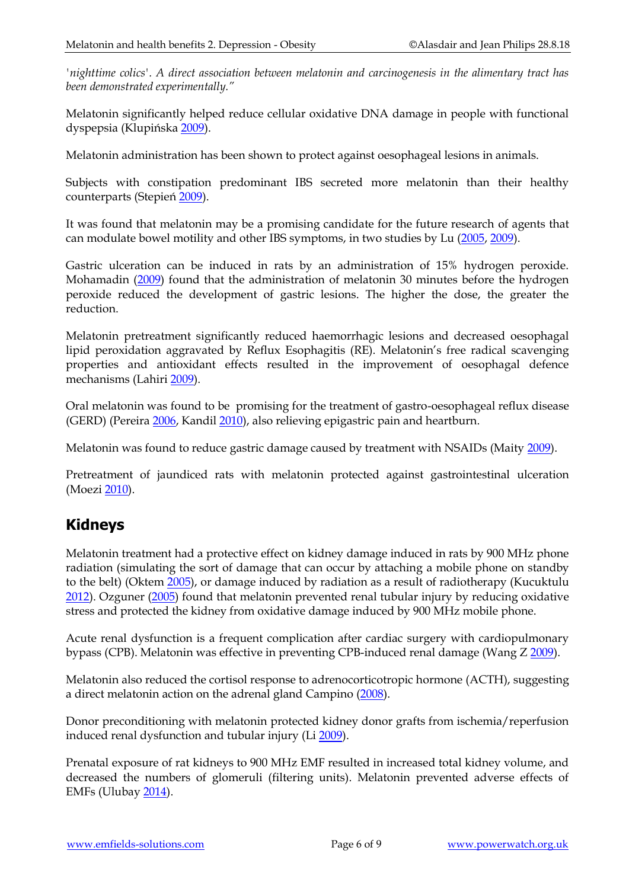*'nighttime colics'. A direct association between melatonin and carcinogenesis in the alimentary tract has been demonstrated experimentally."*

Melatonin significantly helped reduce cellular oxidative DNA damage in people with functional dyspepsia (Klupińska 2009).

Melatonin administration has been shown to protect against oesophageal lesions in animals.

Subjects with constipation predominant IBS secreted more melatonin than their healthy counterparts (Stepień 2009).

It was found that melatonin may be a promising candidate for the future research of agents that can modulate bowel motility and other IBS symptoms, in two studies by Lu (2005, 2009).

Gastric ulceration can be induced in rats by an administration of 15% hydrogen peroxide. Mohamadin (2009) found that the administration of melatonin 30 minutes before the hydrogen peroxide reduced the development of gastric lesions. The higher the dose, the greater the reduction.

Melatonin pretreatment significantly reduced haemorrhagic lesions and decreased oesophagal lipid peroxidation aggravated by Reflux Esophagitis (RE). Melatonin's free radical scavenging properties and antioxidant effects resulted in the improvement of oesophagal defence mechanisms (Lahiri 2009).

Oral melatonin was found to be promising for the treatment of gastro-oesophageal reflux disease (GERD) (Pereira 2006, Kandil 2010), also relieving epigastric pain and heartburn.

Melatonin was found to reduce gastric damage caused by treatment with NSAIDs (Maity 2009).

Pretreatment of jaundiced rats with melatonin protected against gastrointestinal ulceration (Moezi 2010).

## Kidneys

Melatonin treatment had a protective effect on kidney damage induced in rats by 900 MHz phone radiation (simulating the sort of damage that can occur by attaching a mobile phone on standby to the belt) (Oktem 2005), or damage induced by radiation as a result of radiotherapy (Kucuktulu 2012). Ozguner (2005) found that melatonin prevented renal tubular injury by reducing oxidative stress and protected the kidney from oxidative damage induced by 900 MHz mobile phone.

Acute renal dysfunction is a frequent complication after cardiac surgery with cardiopulmonary bypass (CPB). Melatonin was effective in preventing CPB-induced renal damage (Wang Z 2009).

Melatonin also reduced the cortisol response to adrenocorticotropic hormone (ACTH), suggesting a direct melatonin action on the adrenal gland Campino (2008).

Donor preconditioning with melatonin protected kidney donor grafts from ischemia/reperfusion induced renal dysfunction and tubular injury (Li 2009).

Prenatal exposure of rat kidneys to 900 MHz EMF resulted in increased total kidney volume, and decreased the numbers of glomeruli (filtering units). Melatonin prevented adverse effects of EMFs (Ulubay 2014).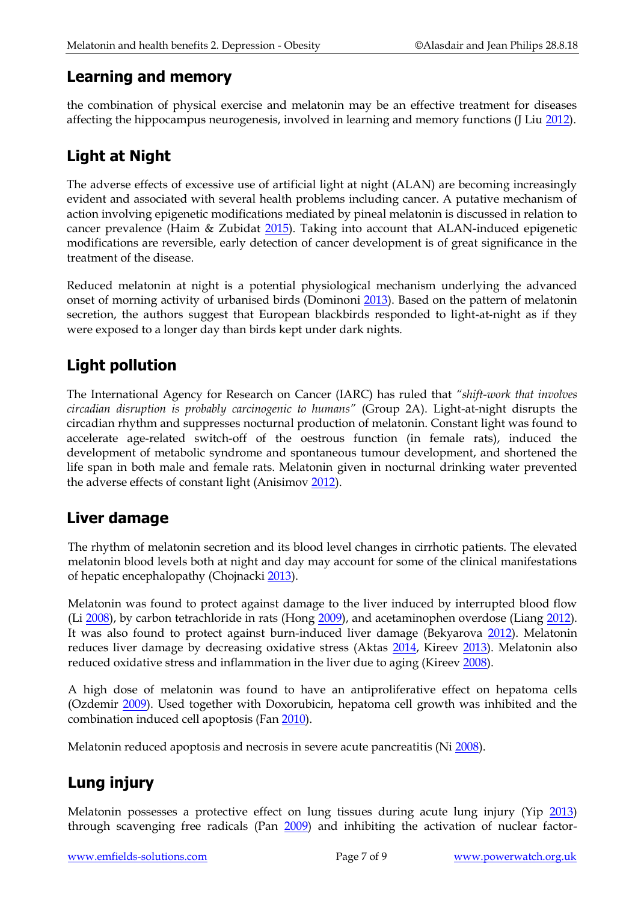## Learning and memory

the combination of physical exercise and melatonin may be an effective treatment for diseases affecting the hippocampus neurogenesis, involved in learning and memory functions (J Liu 2012).

## Light at Night

The adverse effects of excessive use of artificial light at night (ALAN) are becoming increasingly evident and associated with several health problems including cancer. A putative mechanism of action involving epigenetic modifications mediated by pineal melatonin is discussed in relation to cancer prevalence (Haim & Zubidat 2015). Taking into account that ALAN-induced epigenetic modifications are reversible, early detection of cancer development is of great significance in the treatment of the disease.

Reduced melatonin at night is a potential physiological mechanism underlying the advanced onset of morning activity of urbanised birds (Dominoni 2013). Based on the pattern of melatonin secretion, the authors suggest that European blackbirds responded to light-at-night as if they were exposed to a longer day than birds kept under dark nights.

## Light pollution

The International Agency for Research on Cancer (IARC) has ruled that *"shift-work that involves circadian disruption is probably carcinogenic to humans"* (Group 2A). Light-at-night disrupts the circadian rhythm and suppresses nocturnal production of melatonin. Constant light was found to accelerate age-related switch-off of the oestrous function (in female rats), induced the development of metabolic syndrome and spontaneous tumour development, and shortened the life span in both male and female rats. Melatonin given in nocturnal drinking water prevented the adverse effects of constant light (Anisimov 2012).

## Liver damage

The rhythm of melatonin secretion and its blood level changes in cirrhotic patients. The elevated melatonin blood levels both at night and day may account for some of the clinical manifestations of hepatic encephalopathy (Chojnacki 2013).

Melatonin was found to protect against damage to the liver induced by interrupted blood flow (Li 2008), by carbon tetrachloride in rats (Hong 2009), and acetaminophen overdose (Liang 2012). It was also found to protect against burn-induced liver damage (Bekyarova 2012). Melatonin reduces liver damage by decreasing oxidative stress (Aktas 2014, Kireev 2013). Melatonin also reduced oxidative stress and inflammation in the liver due to aging (Kireev 2008).

A high dose of melatonin was found to have an antiproliferative effect on hepatoma cells (Ozdemir 2009). Used together with Doxorubicin, hepatoma cell growth was inhibited and the combination induced cell apoptosis (Fan 2010).

Melatonin reduced apoptosis and necrosis in severe acute pancreatitis (Ni 2008).

## Lung injury

Melatonin possesses a protective effect on lung tissues during acute lung injury (Yip 2013) through scavenging free radicals (Pan 2009) and inhibiting the activation of nuclear factor-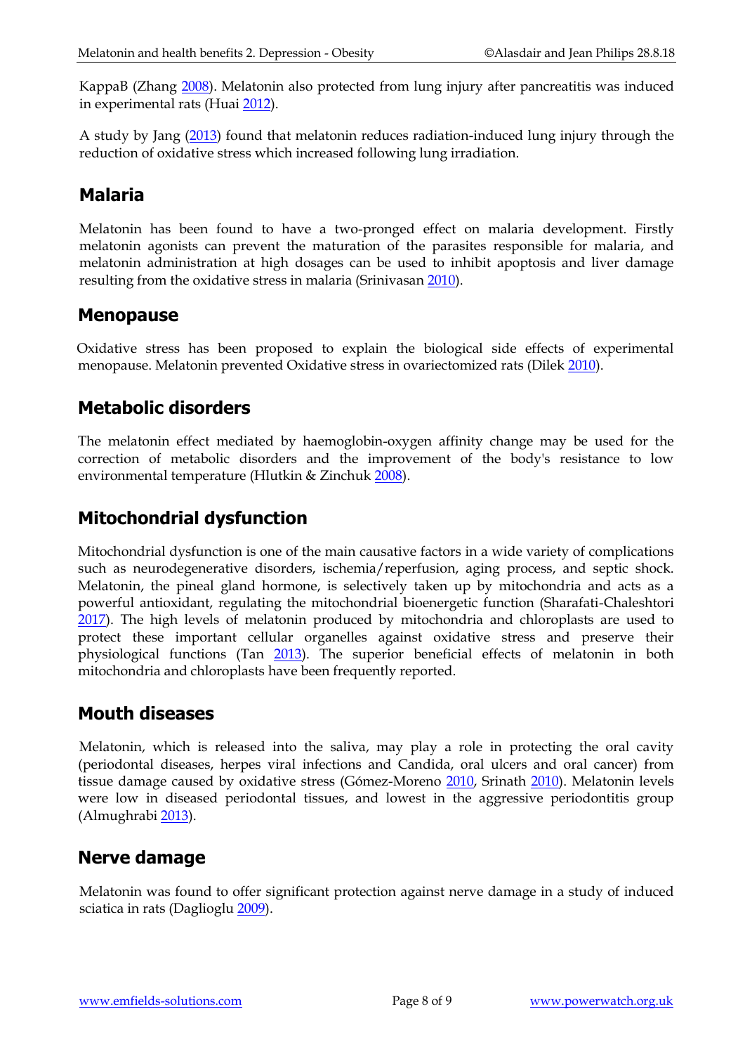KappaB (Zhang 2008). Melatonin also protected from lung injury after pancreatitis was induced in experimental rats (Huai 2012).

A study by Jang (2013) found that melatonin reduces radiation-induced lung injury through the reduction of oxidative stress which increased following lung irradiation.

## Malaria

Melatonin has been found to have a two-pronged effect on malaria development. Firstly melatonin agonists can prevent the maturation of the parasites responsible for malaria, and melatonin administration at high dosages can be used to inhibit apoptosis and liver damage resulting from the oxidative stress in malaria (Srinivasan 2010).

## Menopause

Oxidative stress has been proposed to explain the biological side effects of experimental menopause. Melatonin prevented Oxidative stress in ovariectomized rats (Dilek 2010).

## Metabolic disorders

The melatonin effect mediated by haemoglobin-oxygen affinity change may be used for the correction of metabolic disorders and the improvement of the body's resistance to low environmental temperature (Hlutkin & Zinchuk 2008).

## Mitochondrial dysfunction

Mitochondrial dysfunction is one of the main causative factors in a wide variety of complications such as neurodegenerative disorders, ischemia/reperfusion, aging process, and septic shock. Melatonin, the pineal gland hormone, is selectively taken up by mitochondria and acts as a powerful antioxidant, regulating the mitochondrial bioenergetic function (Sharafati-Chaleshtori 2017). The high levels of melatonin produced by mitochondria and chloroplasts are used to protect these important cellular organelles against oxidative stress and preserve their physiological functions (Tan 2013). The superior beneficial effects of melatonin in both mitochondria and chloroplasts have been frequently reported.

## Mouth diseases

Melatonin, which is released into the saliva, may play a role in protecting the oral cavity (periodontal diseases, herpes viral infections and Candida, oral ulcers and oral cancer) from tissue damage caused by oxidative stress (Gómez-Moreno 2010, Srinath 2010). Melatonin levels were low in diseased periodontal tissues, and lowest in the aggressive periodontitis group (Almughrabi 2013).

## Nerve damage

Melatonin was found to offer significant protection against nerve damage in a study of induced sciatica in rats (Daglioglu 2009).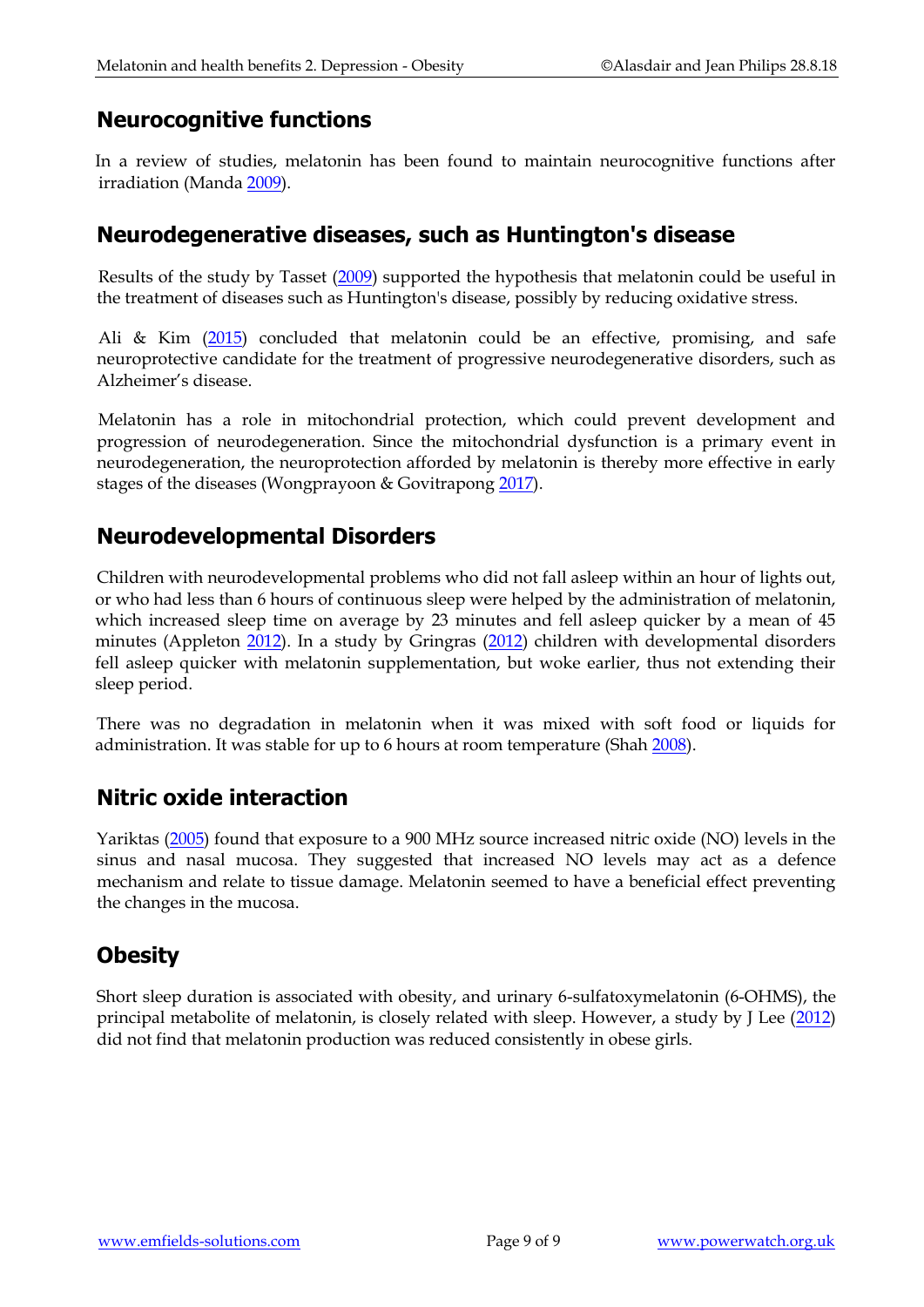## Neurocognitive functions

In a review of studies, melatonin has been found to maintain neurocognitive functions after irradiation (Manda 2009).

## Neurodegenerative diseases, such as Huntington's disease

Results of the study by Tasset (2009) supported the hypothesis that melatonin could be useful in the treatment of diseases such as Huntington's disease, possibly by reducing oxidative stress.

Ali & Kim (2015) concluded that melatonin could be an effective, promising, and safe neuroprotective candidate for the treatment of progressive neurodegenerative disorders, such as Alzheimer's disease.

Melatonin has a role in mitochondrial protection, which could prevent development and progression of neurodegeneration. Since the mitochondrial dysfunction is a primary event in neurodegeneration, the neuroprotection afforded by melatonin is thereby more effective in early stages of the diseases (Wongprayoon & Govitrapong 2017).

## Neurodevelopmental Disorders

Children with neurodevelopmental problems who did not fall asleep within an hour of lights out, or who had less than 6 hours of continuous sleep were helped by the administration of melatonin, which increased sleep time on average by 23 minutes and fell asleep quicker by a mean of 45 minutes (Appleton 2012). In a study by Gringras (2012) children with developmental disorders fell asleep quicker with melatonin supplementation, but woke earlier, thus not extending their sleep period.

There was no degradation in melatonin when it was mixed with soft food or liquids for administration. It was stable for up to 6 hours at room temperature (Shah 2008).

## Nitric oxide interaction

Yariktas (2005) found that exposure to a 900 MHz source increased nitric oxide (NO) levels in the sinus and nasal mucosa. They suggested that increased NO levels may act as a defence mechanism and relate to tissue damage. Melatonin seemed to have a beneficial effect preventing the changes in the mucosa.

## Obesity

Short sleep duration is associated with obesity, and urinary 6-sulfatoxymelatonin (6-OHMS), the principal metabolite of melatonin, is closely related with sleep. However, a study by J Lee (2012) did not find that melatonin production was reduced consistently in obese girls.